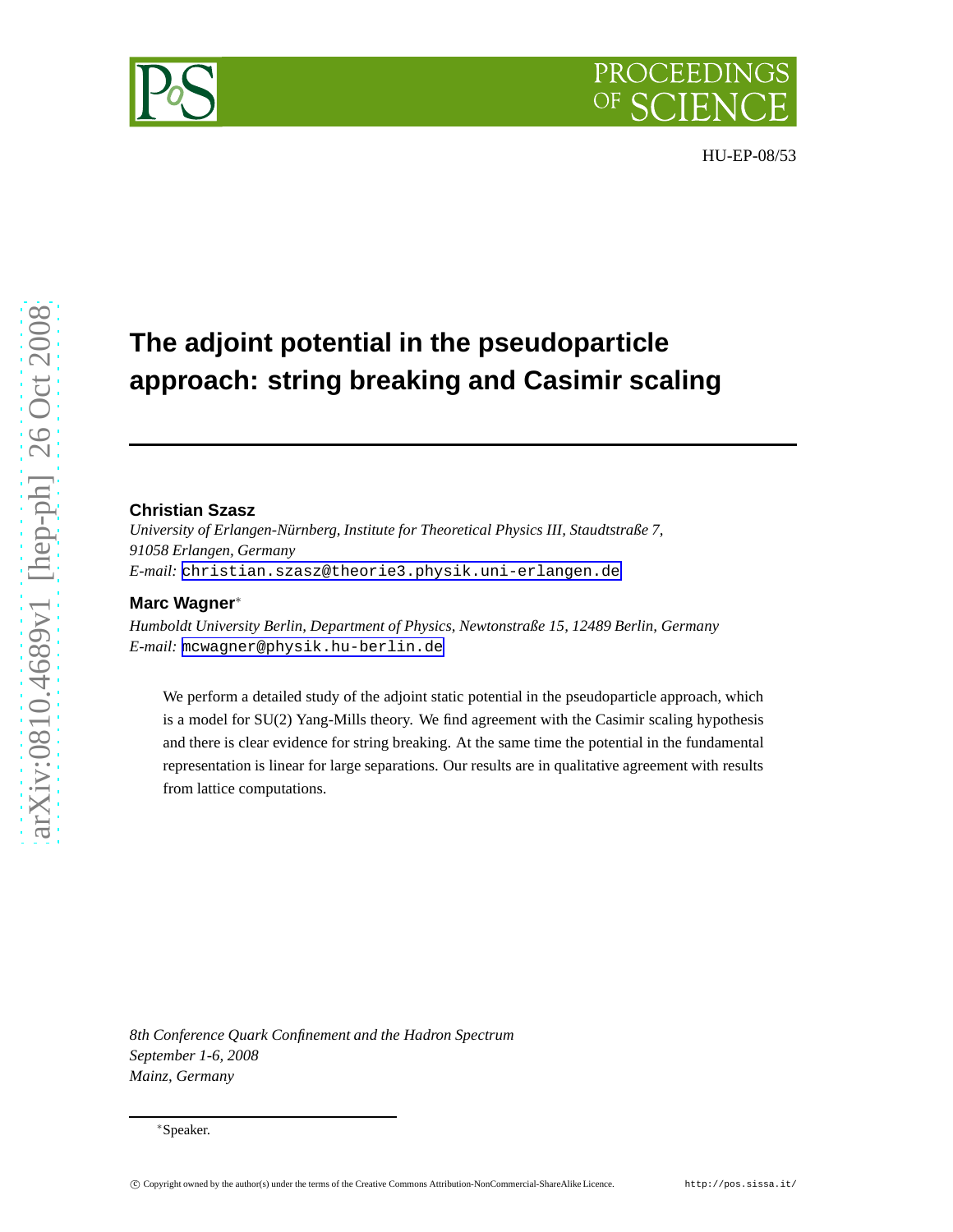HU-EP-08/53

# The adjoint potential in the pseudoparticle approach: string breaking and Casimir scaling

**Christian Szasz**

*University of Erlangen-Nürnberg, Institute for Theoretical Physics III, Staudtstraße 7, 91058 Erlangen, Germany*

*E-mail:* christian.szasz@theorie3.physik.uni-erlangen.de

**Marc Wagner**[*]

*Humboldt University Berlin, Department of Physics, Newtonstraße 15, 12489 Berlin, Germany*

*E-mail:* mcwagner@physik.hu-berlin.de

We perform a detailed study of the adjoint static potential in the pseudoparticle approach, which is a model for SU(2) Yang-Mills theory. We find agreement with the Casimir scaling hypothesis and there is clear evidence for string breaking. At the same time the potential in the fundamental representation is linear for large separations. Our results are in qualitative agreement with results from lattice computations.

*8th Conference Quark Confinement and the Hadron Spectrum*
*September 1-6, 2008*
*Mainz, Germany*

[*] Speaker.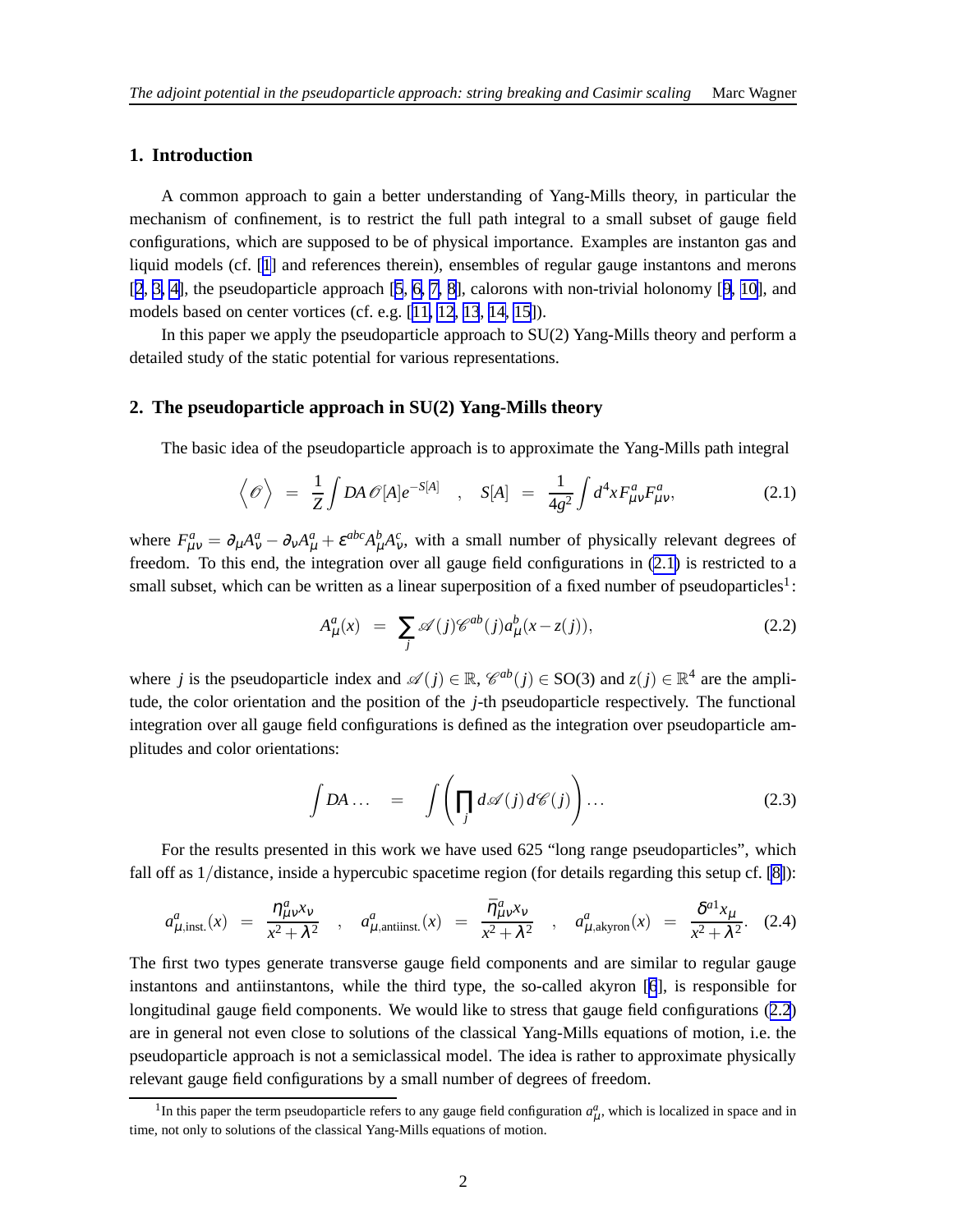## 1. Introduction

A common approach to gain a better understanding of Yang-Mills theory, in particular the mechanism of confinement, is to restrict the full path integral to a small subset of gauge field configurations, which are supposed to be of physical importance. Examples are instanton gas and liquid models (cf. [1] and references therein), ensembles of regular gauge instantons and merons [2, 3, 4], the pseudoparticle approach [5, 6, 7, 8], calorons with non-trivial holonomy [9, 10], and models based on center vortices (cf. e.g. [11, 12, 13, 14, 15]).

In this paper we apply the pseudoparticle approach to SU(2) Yang-Mills theory and perform a detailed study of the static potential for various representations.

## 2. The pseudoparticle approach in SU(2) Yang-Mills theory

The basic idea of the pseudoparticle approach is to approximate the Yang-Mills path integral

$$\Big\langle \mathscr{O} \Big\rangle \;=\; \frac{1}{Z} \int DA \, \mathscr{O}[A] e^{-S[A]} \quad , \quad S[A] \;=\; \frac{1}{4g^2} \int d^4x \, F^a_{\mu\nu} F^a_{\mu\nu}, \tag{2.1}$$

where $F^a_{\mu\nu} = \partial_\mu A^a_\nu - \partial_\nu A^a_\mu + \varepsilon^{abc} A^b_\mu A^c_\nu$, with a small number of physically relevant degrees of freedom. To this end, the integration over all gauge field configurations in (2.1) is restricted to a small subset, which can be written as a linear superposition of a fixed number of pseudoparticles[1]:

$$A^a_\mu(x) \;=\; \sum_j \mathscr{A}(j) \mathscr{C}^{ab}(j) a^b_\mu(x - z(j)), \tag{2.2}$$

where $j$ is the pseudoparticle index and $\mathscr{A}(j) \in \mathbb{R}$, $\mathscr{C}^{ab}(j) \in \mathrm{SO}(3)$ and $z(j) \in \mathbb{R}^4$ are the amplitude, the color orientation and the position of the $j$-th pseudoparticle respectively. The functional integration over all gauge field configurations is defined as the integration over pseudoparticle amplitudes and color orientations:

$$\int DA \ldots \;=\; \int \bigg( \prod_j d\mathscr{A}(j) \, d\mathscr{C}(j) \bigg) \ldots \tag{2.3}$$

For the results presented in this work we have used 625 “long range pseudoparticles”, which fall off as $1/\text{distance}$, inside a hypercubic spacetime region (for details regarding this setup cf. [8]):

$$a^a_{\mu,\text{inst.}}(x) \;=\; \frac{\eta^a_{\mu\nu} x_\nu}{x^2 + \lambda^2} \quad , \quad a^a_{\mu,\text{antiinst.}}(x) \;=\; \frac{\bar{\eta}^a_{\mu\nu} x_\nu}{x^2 + \lambda^2} \quad , \quad a^a_{\mu,\text{akyron}}(x) \;=\; \frac{\delta^{a1} x_\mu}{x^2 + \lambda^2}. \tag{2.4}$$

The first two types generate transverse gauge field components and are similar to regular gauge instantons and antiinstantons, while the third type, the so-called akyron [6], is responsible for longitudinal gauge field components. We would like to stress that gauge field configurations (2.2) are in general not even close to solutions of the classical Yang-Mills equations of motion, i.e. the pseudoparticle approach is not a semiclassical model. The idea is rather to approximate physically relevant gauge field configurations by a small number of degrees of freedom.

[1] In this paper the term pseudoparticle refers to any gauge field configuration $a^a_\mu$, which is localized in space and in time, not only to solutions of the classical Yang-Mills equations of motion.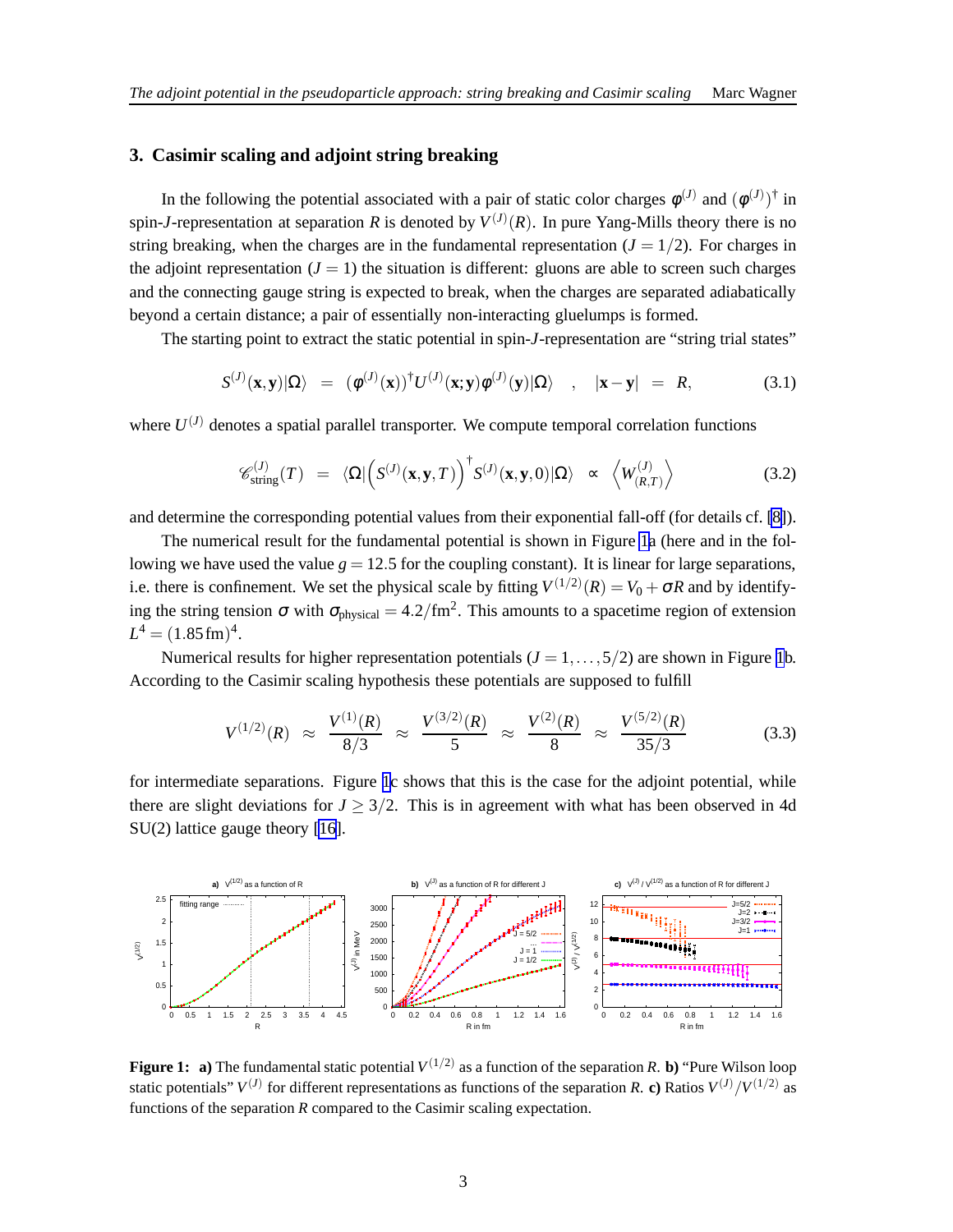## 3. Casimir scaling and adjoint string breaking

In the following the potential associated with a pair of static color charges $\varphi^{(J)}$ and $(\varphi^{(J)})^\dagger$ in spin-$J$-representation at separation $R$ is denoted by $V^{(J)}(R)$. In pure Yang-Mills theory there is no string breaking, when the charges are in the fundamental representation ($J = 1/2$). For charges in the adjoint representation ($J = 1$) the situation is different: gluons are able to screen such charges and the connecting gauge string is expected to break, when the charges are separated adiabatically beyond a certain distance; a pair of essentially non-interacting gluelumps is formed.

The starting point to extract the static potential in spin-$J$-representation are "string trial states"

$$S^{(J)}(\mathbf{x},\mathbf{y})|\Omega\rangle \quad = \quad (\varphi^{(J)}(\mathbf{x}))^\dagger U^{(J)}(\mathbf{x};\mathbf{y})\varphi^{(J)}(\mathbf{y})|\Omega\rangle \quad , \quad |\mathbf{x}-\mathbf{y}| \quad = \quad R, \tag{3.1}$$

where $U^{(J)}$ denotes a spatial parallel transporter. We compute temporal correlation functions

$$\mathscr{C}^{(J)}_{\textrm{string}}(T) \quad = \quad \langle\Omega|\Big(S^{(J)}(\mathbf{x},\mathbf{y},T)\Big)^\dagger S^{(J)}(\mathbf{x},\mathbf{y},0)|\Omega\rangle \quad \propto \quad \Big\langle W^{(J)}_{(R,T)}\Big\rangle \tag{3.2}$$

and determine the corresponding potential values from their exponential fall-off (for details cf. [8]).

The numerical result for the fundamental potential is shown in Figure 1a (here and in the following we have used the value $g = 12.5$ for the coupling constant). It is linear for large separations, i.e. there is confinement. We set the physical scale by fitting $V^{(1/2)}(R) = V_0 + \sigma R$ and by identifying the string tension $\sigma$ with $\sigma_{\textrm{physical}} = 4.2/\textrm{fm}^2$. This amounts to a spacetime region of extension $L^4 = (1.85\,\textrm{fm})^4$.

Numerical results for higher representation potentials ($J = 1,\ldots,5/2$) are shown in Figure 1b. According to the Casimir scaling hypothesis these potentials are supposed to fulfill

$$V^{(1/2)}(R) \quad \approx \quad \frac{V^{(1)}(R)}{8/3} \quad \approx \quad \frac{V^{(3/2)}(R)}{5} \quad \approx \quad \frac{V^{(2)}(R)}{8} \quad \approx \quad \frac{V^{(5/2)}(R)}{35/3} \tag{3.3}$$

for intermediate separations. Figure 1c shows that this is the case for the adjoint potential, while there are slight deviations for $J \geq 3/2$. This is in agreement with what has been observed in 4d SU(2) lattice gauge theory [16].

**Figure 1:** **a)** The fundamental static potential $V^{(1/2)}$ as a function of the separation $R$. **b)** "Pure Wilson loop static potentials" $V^{(J)}$ for different representations as functions of the separation $R$. **c)** Ratios $V^{(J)}/V^{(1/2)}$ as functions of the separation $R$ compared to the Casimir scaling expectation.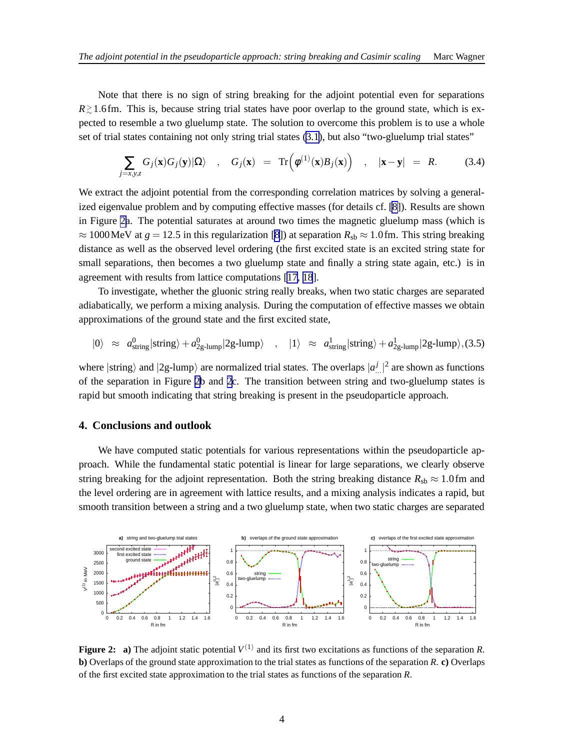Note that there is no sign of string breaking for the adjoint potential even for separations $R \gtrsim 1.6\,\mathrm{fm}$. This is, because string trial states have poor overlap to the ground state, which is expected to resemble a two gluelump state. The solution to overcome this problem is to use a whole set of trial states containing not only string trial states (3.1), but also "two-gluelump trial states"

$$\sum_{j=x,y,z} G_j(\mathbf{x}) G_j(\mathbf{y}) |\Omega\rangle \quad , \quad G_j(\mathbf{x}) \; = \; \mathrm{Tr}\Big(\phi^{(1)}(\mathbf{x}) B_j(\mathbf{x})\Big) \quad , \quad |\mathbf{x}-\mathbf{y}| \; = \; R. \tag{3.4}$$

We extract the adjoint potential from the corresponding correlation matrices by solving a generalized eigenvalue problem and by computing effective masses (for details cf. [8]). Results are shown in Figure 2a. The potential saturates at around two times the magnetic gluelump mass (which is $\approx 1000\,\mathrm{MeV}$ at $g = 12.5$ in this regularization [8]) at separation $R_{\mathrm{sb}} \approx 1.0\,\mathrm{fm}$. This string breaking distance as well as the observed level ordering (the first excited state is an excited string state for small separations, then becomes a two gluelump state and finally a string state again, etc.) is in agreement with results from lattice computations [17, 18].

To investigate, whether the gluonic string really breaks, when two static charges are separated adiabatically, we perform a mixing analysis. During the computation of effective masses we obtain approximations of the ground state and the first excited state,

$$|0\rangle \;\approx\; a^0_{\mathrm{string}}|\mathrm{string}\rangle + a^0_{\mathrm{2g\text{-}lump}}|\mathrm{2g\text{-}lump}\rangle \quad , \quad |1\rangle \;\approx\; a^1_{\mathrm{string}}|\mathrm{string}\rangle + a^1_{\mathrm{2g\text{-}lump}}|\mathrm{2g\text{-}lump}\rangle, \tag{3.5}$$

where $|\mathrm{string}\rangle$ and $|\mathrm{2g\text{-}lump}\rangle$ are normalized trial states. The overlaps $|a^j_{\ldots}|^2$ are shown as functions of the separation in Figure 2b and 2c. The transition between string and two-gluelump states is rapid but smooth indicating that string breaking is present in the pseudoparticle approach.

## 4. Conclusions and outlook

We have computed static potentials for various representations within the pseudoparticle approach. While the fundamental static potential is linear for large separations, we clearly observe string breaking for the adjoint representation. Both the string breaking distance $R_{\mathrm{sb}} \approx 1.0\,\mathrm{fm}$ and the level ordering are in agreement with lattice results, and a mixing analysis indicates a rapid, but smooth transition between a string and a two gluelump state, when two static charges are separated

**Figure 2:** **a)** The adjoint static potential $V^{(1)}$ and its first two excitations as functions of the separation $R$. **b)** Overlaps of the ground state approximation to the trial states as functions of the separation $R$. **c)** Overlaps of the first excited state approximation to the trial states as functions of the separation $R$.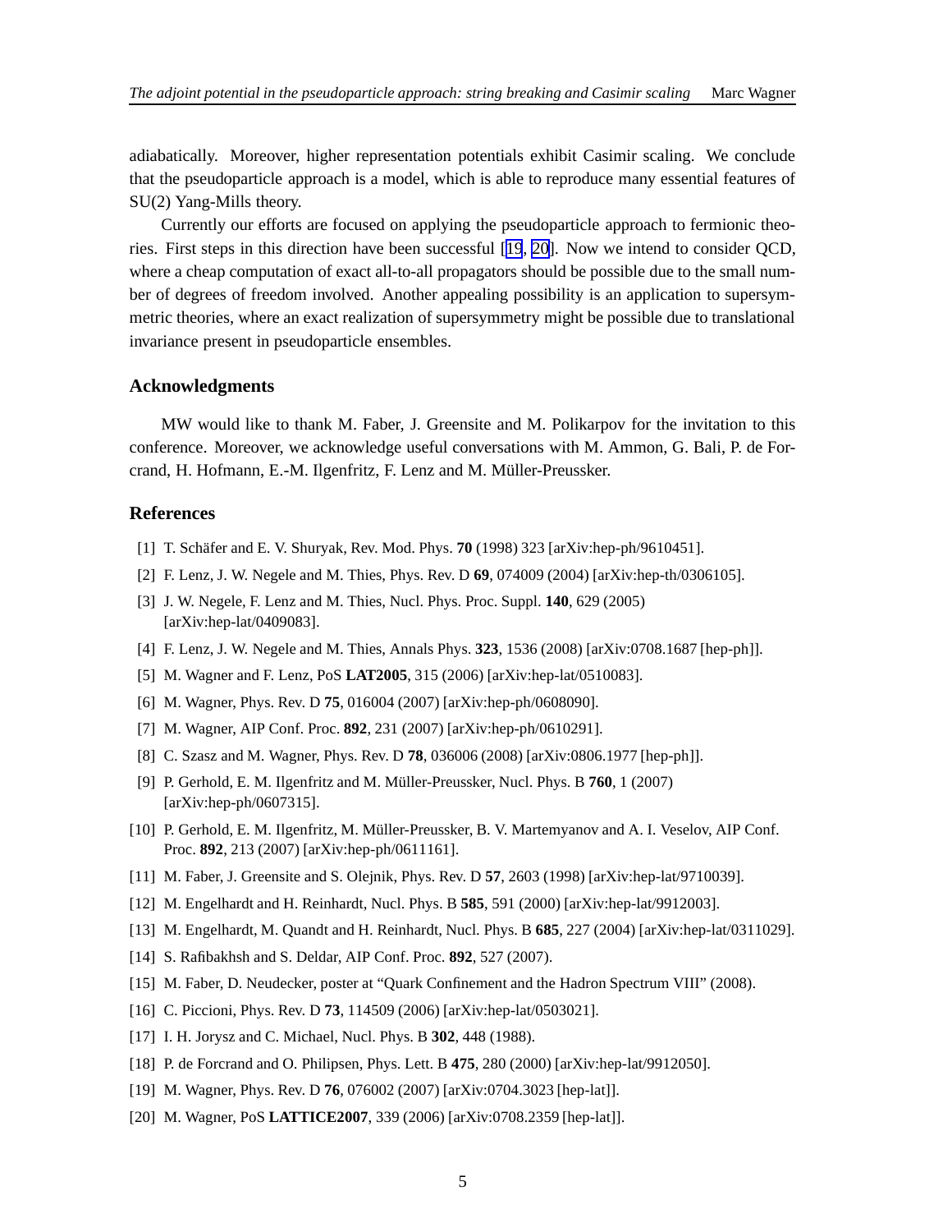adiabatically. Moreover, higher representation potentials exhibit Casimir scaling. We conclude that the pseudoparticle approach is a model, which is able to reproduce many essential features of SU(2) Yang-Mills theory.

Currently our efforts are focused on applying the pseudoparticle approach to fermionic theories. First steps in this direction have been successful [19, 20]. Now we intend to consider QCD, where a cheap computation of exact all-to-all propagators should be possible due to the small number of degrees of freedom involved. Another appealing possibility is an application to supersymmetric theories, where an exact realization of supersymmetry might be possible due to translational invariance present in pseudoparticle ensembles.

### Acknowledgments

MW would like to thank M. Faber, J. Greensite and M. Polikarpov for the invitation to this conference. Moreover, we acknowledge useful conversations with M. Ammon, G. Bali, P. de Forcrand, H. Hofmann, E.-M. Ilgenfritz, F. Lenz and M. Müller-Preussker.

### References

[1] T. Schäfer and E. V. Shuryak, Rev. Mod. Phys. **70** (1998) 323 [arXiv:hep-ph/9610451].

[2] F. Lenz, J. W. Negele and M. Thies, Phys. Rev. D **69**, 074009 (2004) [arXiv:hep-th/0306105].

[3] J. W. Negele, F. Lenz and M. Thies, Nucl. Phys. Proc. Suppl. **140**, 629 (2005) [arXiv:hep-lat/0409083].

[4] F. Lenz, J. W. Negele and M. Thies, Annals Phys. **323**, 1536 (2008) [arXiv:0708.1687 [hep-ph]].

[5] M. Wagner and F. Lenz, PoS **LAT2005**, 315 (2006) [arXiv:hep-lat/0510083].

[6] M. Wagner, Phys. Rev. D **75**, 016004 (2007) [arXiv:hep-ph/0608090].

[7] M. Wagner, AIP Conf. Proc. **892**, 231 (2007) [arXiv:hep-ph/0610291].

[8] C. Szasz and M. Wagner, Phys. Rev. D **78**, 036006 (2008) [arXiv:0806.1977 [hep-ph]].

[9] P. Gerhold, E. M. Ilgenfritz and M. Müller-Preussker, Nucl. Phys. B **760**, 1 (2007) [arXiv:hep-ph/0607315].

[10] P. Gerhold, E. M. Ilgenfritz, M. Müller-Preussker, B. V. Martemyanov and A. I. Veselov, AIP Conf. Proc. **892**, 213 (2007) [arXiv:hep-ph/0611161].

[11] M. Faber, J. Greensite and S. Olejnik, Phys. Rev. D **57**, 2603 (1998) [arXiv:hep-lat/9710039].

[12] M. Engelhardt and H. Reinhardt, Nucl. Phys. B **585**, 591 (2000) [arXiv:hep-lat/9912003].

[13] M. Engelhardt, M. Quandt and H. Reinhardt, Nucl. Phys. B **685**, 227 (2004) [arXiv:hep-lat/0311029].

[14] S. Rafibakhsh and S. Deldar, AIP Conf. Proc. **892**, 527 (2007).

[15] M. Faber, D. Neudecker, poster at "Quark Confinement and the Hadron Spectrum VIII" (2008).

[16] C. Piccioni, Phys. Rev. D **73**, 114509 (2006) [arXiv:hep-lat/0503021].

[17] I. H. Jorysz and C. Michael, Nucl. Phys. B **302**, 448 (1988).

[18] P. de Forcrand and O. Philipsen, Phys. Lett. B **475**, 280 (2000) [arXiv:hep-lat/9912050].

[19] M. Wagner, Phys. Rev. D **76**, 076002 (2007) [arXiv:0704.3023 [hep-lat]].

[20] M. Wagner, PoS **LATTICE2007**, 339 (2006) [arXiv:0708.2359 [hep-lat]].